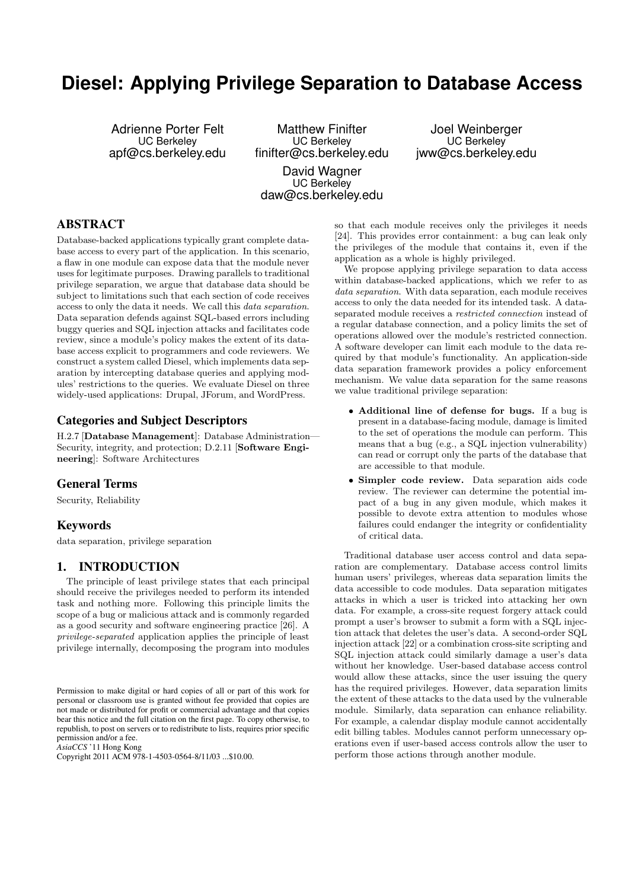# Diesel: Applying Privilege Separation to Database Access

Adrienne Porter Felt
UC Berkeley
apf@cs.berkeley.edu

Matthew Finifter
UC Berkeley
finifter@cs.berkeley.edu

Joel Weinberger
UC Berkeley
jww@cs.berkeley.edu

David Wagner
UC Berkeley
daw@cs.berkeley.edu

## ABSTRACT

Database-backed applications typically grant complete database access to every part of the application. In this scenario, a flaw in one module can expose data that the module never uses for legitimate purposes. Drawing parallels to traditional privilege separation, we argue that database data should be subject to limitations such that each section of code receives access to only the data it needs. We call this *data separation*. Data separation defends against SQL-based errors including buggy queries and SQL injection attacks and facilitates code review, since a module's policy makes the extent of its database access explicit to programmers and code reviewers. We construct a system called Diesel, which implements data separation by intercepting database queries and applying modules' restrictions to the queries. We evaluate Diesel on three widely-used applications: Drupal, JForum, and WordPress.

## Categories and Subject Descriptors

H.2.7 [**Database Management**]: Database Administration—Security, integrity, and protection; D.2.11 [**Software Engineering**]: Software Architectures

## General Terms

Security, Reliability

## Keywords

data separation, privilege separation

## 1. INTRODUCTION

The principle of least privilege states that each principal should receive the privileges needed to perform its intended task and nothing more. Following this principle limits the scope of a bug or malicious attack and is commonly regarded as a good security and software engineering practice [26]. A *privilege-separated* application applies the principle of least privilege internally, decomposing the program into modules so that each module receives only the privileges it needs [24]. This provides error containment: a bug can leak only the privileges of the module that contains it, even if the application as a whole is highly privileged.

We propose applying privilege separation to data access within database-backed applications, which we refer to as *data separation*. With data separation, each module receives access to only the data needed for its intended task. A data-separated module receives a *restricted connection* instead of a regular database connection, and a policy limits the set of operations allowed over the module's restricted connection. A software developer can limit each module to the data required by that module's functionality. An application-side data separation framework provides a policy enforcement mechanism. We value data separation for the same reasons we value traditional privilege separation:

- **Additional line of defense for bugs.** If a bug is present in a database-facing module, damage is limited to the set of operations the module can perform. This means that a bug (e.g., a SQL injection vulnerability) can read or corrupt only the parts of the database that are accessible to that module.
- **Simpler code review.** Data separation aids code review. The reviewer can determine the potential impact of a bug in any given module, which makes it possible to devote extra attention to modules whose failures could endanger the integrity or confidentiality of critical data.

Traditional database user access control and data separation are complementary. Database access control limits human users' privileges, whereas data separation limits the data accessible to code modules. Data separation mitigates attacks in which a user is tricked into attacking her own data. For example, a cross-site request forgery attack could prompt a user's browser to submit a form with a SQL injection attack that deletes the user's data. A second-order SQL injection attack [22] or a combination cross-site scripting and SQL injection attack could similarly damage a user's data without her knowledge. User-based database access control would allow these attacks, since the user issuing the query has the required privileges. However, data separation limits the extent of these attacks to the data used by the vulnerable module. Similarly, data separation can enhance reliability. For example, a calendar display module cannot accidentally edit billing tables. Modules cannot perform unnecessary operations even if user-based access controls allow the user to perform those actions through another module.

Permission to make digital or hard copies of all or part of this work for personal or classroom use is granted without fee provided that copies are not made or distributed for profit or commercial advantage and that copies bear this notice and the full citation on the first page. To copy otherwise, to republish, to post on servers or to redistribute to lists, requires prior specific permission and/or a fee.
*AsiaCCS* '11 Hong Kong
Copyright 2011 ACM 978-1-4503-0564-8/11/03 ...$10.00.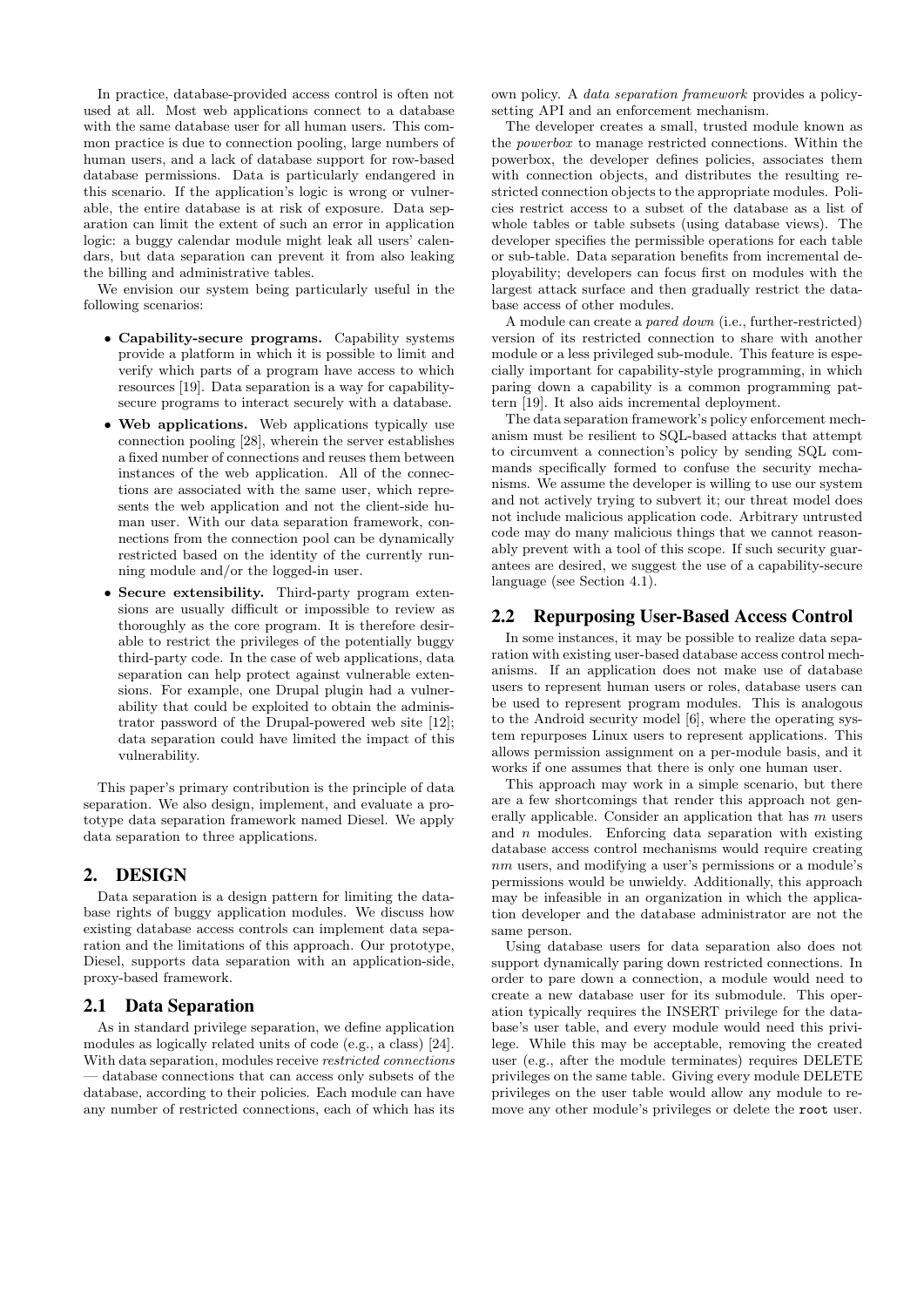In practice, database-provided access control is often not used at all. Most web applications connect to a database with the same database user for all human users. This common practice is due to connection pooling, large numbers of human users, and a lack of database support for row-based database permissions. Data is particularly endangered in this scenario. If the application's logic is wrong or vulnerable, the entire database is at risk of exposure. Data separation can limit the extent of such an error in application logic: a buggy calendar module might leak all users' calendars, but data separation can prevent it from also leaking the billing and administrative tables.

We envision our system being particularly useful in the following scenarios:

- **Capability-secure programs.** Capability systems provide a platform in which it is possible to limit and verify which parts of a program have access to which resources [19]. Data separation is a way for capability-secure programs to interact securely with a database.
- **Web applications.** Web applications typically use connection pooling [28], wherein the server establishes a fixed number of connections and reuses them between instances of the web application. All of the connections are associated with the same user, which represents the web application and not the client-side human user. With our data separation framework, connections from the connection pool can be dynamically restricted based on the identity of the currently running module and/or the logged-in user.
- **Secure extensibility.** Third-party program extensions are usually difficult or impossible to review as thoroughly as the core program. It is therefore desirable to restrict the privileges of the potentially buggy third-party code. In the case of web applications, data separation can help protect against vulnerable extensions. For example, one Drupal plugin had a vulnerability that could be exploited to obtain the administrator password of the Drupal-powered web site [12]; data separation could have limited the impact of this vulnerability.

This paper's primary contribution is the principle of data separation. We also design, implement, and evaluate a prototype data separation framework named Diesel. We apply data separation to three applications.

## 2. DESIGN

Data separation is a design pattern for limiting the database rights of buggy application modules. We discuss how existing database access controls can implement data separation and the limitations of this approach. Our prototype, Diesel, supports data separation with an application-side, proxy-based framework.

### 2.1 Data Separation

As in standard privilege separation, we define application modules as logically related units of code (e.g., a class) [24]. With data separation, modules receive *restricted connections* — database connections that can access only subsets of the database, according to their policies. Each module can have any number of restricted connections, each of which has its own policy. A *data separation framework* provides a policy-setting API and an enforcement mechanism.

The developer creates a small, trusted module known as the *powerbox* to manage restricted connections. Within the powerbox, the developer defines policies, associates them with connection objects, and distributes the resulting restricted connection objects to the appropriate modules. Policies restrict access to a subset of the database as a list of whole tables or table subsets (using database views). The developer specifies the permissible operations for each table or sub-table. Data separation benefits from incremental deployability; developers can focus first on modules with the largest attack surface and then gradually restrict the database access of other modules.

A module can create a *pared down* (i.e., further-restricted) version of its restricted connection to share with another module or a less privileged sub-module. This feature is especially important for capability-style programming, in which paring down a capability is a common programming pattern [19]. It also aids incremental deployment.

The data separation framework's policy enforcement mechanism must be resilient to SQL-based attacks that attempt to circumvent a connection's policy by sending SQL commands specifically formed to confuse the security mechanisms. We assume the developer is willing to use our system and not actively trying to subvert it; our threat model does not include malicious application code. Arbitrary untrusted code may do many malicious things that we cannot reasonably prevent with a tool of this scope. If such security guarantees are desired, we suggest the use of a capability-secure language (see Section 4.1).

### 2.2 Repurposing User-Based Access Control

In some instances, it may be possible to realize data separation with existing user-based database access control mechanisms. If an application does not make use of database users to represent human users or roles, database users can be used to represent program modules. This is analogous to the Android security model [6], where the operating system repurposes Linux users to represent applications. This allows permission assignment on a per-module basis, and it works if one assumes that there is only one human user.

This approach may work in a simple scenario, but there are a few shortcomings that render this approach not generally applicable. Consider an application that has $m$ users and $n$ modules. Enforcing data separation with existing database access control mechanisms would require creating $nm$ users, and modifying a user's permissions or a module's permissions would be unwieldy. Additionally, this approach may be infeasible in an organization in which the application developer and the database administrator are not the same person.

Using database users for data separation also does not support dynamically paring down restricted connections. In order to pare down a connection, a module would need to create a new database user for its submodule. This operation typically requires the INSERT privilege for the database's user table, and every module would need this privilege. While this may be acceptable, removing the created user (e.g., after the module terminates) requires DELETE privileges on the same table. Giving every module DELETE privileges on the user table would allow any module to remove any other module's privileges or delete the `root` user.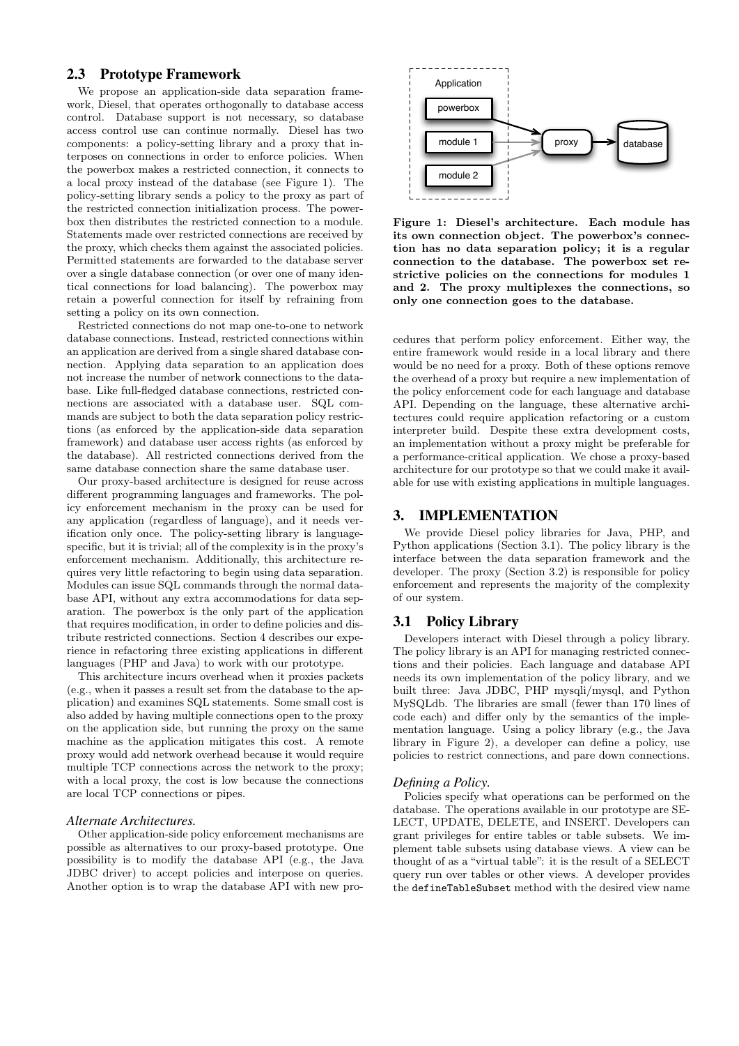## 2.3 Prototype Framework

We propose an application-side data separation framework, Diesel, that operates orthogonally to database access control. Database support is not necessary, so database access control use can continue normally. Diesel has two components: a policy-setting library and a proxy that interposes on connections in order to enforce policies. When the powerbox makes a restricted connection, it connects to a local proxy instead of the database (see Figure 1). The policy-setting library sends a policy to the proxy as part of the restricted connection initialization process. The powerbox then distributes the restricted connection to a module. Statements made over restricted connections are received by the proxy, which checks them against the associated policies. Permitted statements are forwarded to the database server over a single database connection (or over one of many identical connections for load balancing). The powerbox may retain a powerful connection for itself by refraining from setting a policy on its own connection.

Restricted connections do not map one-to-one to network database connections. Instead, restricted connections within an application are derived from a single shared database connection. Applying data separation to an application does not increase the number of network connections to the database. Like full-fledged database connections, restricted connections are associated with a database user. SQL commands are subject to both the data separation policy restrictions (as enforced by the application-side data separation framework) and database user access rights (as enforced by the database). All restricted connections derived from the same database connection share the same database user.

Our proxy-based architecture is designed for reuse across different programming languages and frameworks. The policy enforcement mechanism in the proxy can be used for any application (regardless of language), and it needs verification only once. The policy-setting library is language-specific, but it is trivial; all of the complexity is in the proxy's enforcement mechanism. Additionally, this architecture requires very little refactoring to begin using data separation. Modules can issue SQL commands through the normal database API, without any extra accommodations for data separation. The powerbox is the only part of the application that requires modification, in order to define policies and distribute restricted connections. Section 4 describes our experience in refactoring three existing applications in different languages (PHP and Java) to work with our prototype.

This architecture incurs overhead when it proxies packets (e.g., when it passes a result set from the database to the application) and examines SQL statements. Some small cost is also added by having multiple connections open to the proxy on the application side, but running the proxy on the same machine as the application mitigates this cost. A remote proxy would add network overhead because it would require multiple TCP connections across the network to the proxy; with a local proxy, the cost is low because the connections are local TCP connections or pipes.

### *Alternate Architectures.*

Other application-side policy enforcement mechanisms are possible as alternatives to our proxy-based prototype. One possibility is to modify the database API (e.g., the Java JDBC driver) to accept policies and interpose on queries. Another option is to wrap the database API with new procedures that perform policy enforcement. Either way, the entire framework would reside in a local library and there would be no need for a proxy. Both of these options remove the overhead of a proxy but require a new implementation of the policy enforcement code for each language and database API. Depending on the language, these alternative architectures could require application refactoring or a custom interpreter build. Despite these extra development costs, an implementation without a proxy might be preferable for a performance-critical application. We chose a proxy-based architecture for our prototype so that we could make it available for use with existing applications in multiple languages.

Application

powerbox

module 1

module 2

proxy

database

**Figure 1: Diesel's architecture. Each module has its own connection object. The powerbox's connection has no data separation policy; it is a regular connection to the database. The powerbox set restrictive policies on the connections for modules 1 and 2. The proxy multiplexes the connections, so only one connection goes to the database.**

## 3. IMPLEMENTATION

We provide Diesel policy libraries for Java, PHP, and Python applications (Section 3.1). The policy library is the interface between the data separation framework and the developer. The proxy (Section 3.2) is responsible for policy enforcement and represents the majority of the complexity of our system.

## 3.1 Policy Library

Developers interact with Diesel through a policy library. The policy library is an API for managing restricted connections and their policies. Each language and database API needs its own implementation of the policy library, and we built three: Java JDBC, PHP mysqli/mysql, and Python MySQLdb. The libraries are small (fewer than 170 lines of code each) and differ only by the semantics of the implementation language. Using a policy library (e.g., the Java library in Figure 2), a developer can define a policy, use policies to restrict connections, and pare down connections.

### *Defining a Policy.*

Policies specify what operations can be performed on the database. The operations available in our prototype are SELECT, UPDATE, DELETE, and INSERT. Developers can grant privileges for entire tables or table subsets. We implement table subsets using database views. A view can be thought of as a "virtual table": it is the result of a SELECT query run over tables or other views. A developer provides the `defineTableSubset` method with the desired view name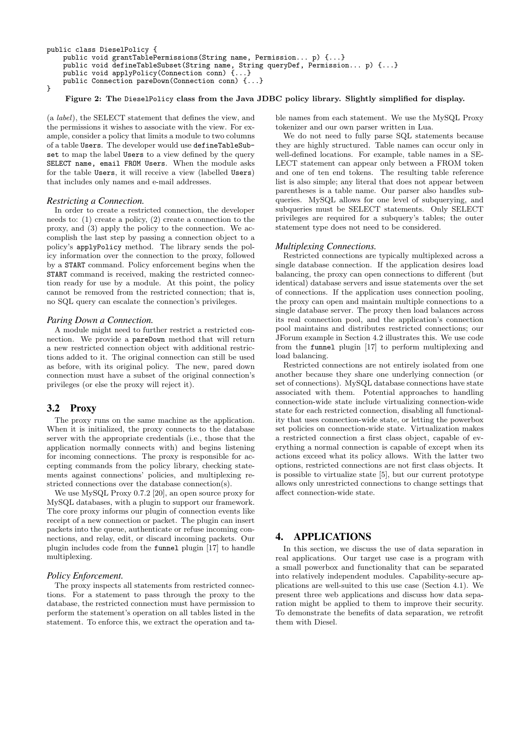```
public class DieselPolicy {
    public void grantTablePermissions(String name, Permission... p) {...}
    public void defineTableSubset(String name, String queryDef, Permission... p) {...}
    public void applyPolicy(Connection conn) {...}
    public Connection pareDown(Connection conn) {...}
}
```

**Figure 2: The DieselPolicy class from the Java JDBC policy library. Slightly simplified for display.**

(a *label*), the SELECT statement that defines the view, and the permissions it wishes to associate with the view. For example, consider a policy that limits a module to two columns of a table Users. The developer would use defineTableSubset to map the label Users to a view defined by the query SELECT name, email FROM Users. When the module asks for the table Users, it will receive a view (labelled Users) that includes only names and e-mail addresses.

### *Restricting a Connection.*

In order to create a restricted connection, the developer needs to: (1) create a policy, (2) create a connection to the proxy, and (3) apply the policy to the connection. We accomplish the last step by passing a connection object to a policy's applyPolicy method. The library sends the policy information over the connection to the proxy, followed by a START command. Policy enforcement begins when the START command is received, making the restricted connection ready for use by a module. At this point, the policy cannot be removed from the restricted connection; that is, no SQL query can escalate the connection's privileges.

### *Paring Down a Connection.*

A module might need to further restrict a restricted connection. We provide a pareDown method that will return a new restricted connection object with additional restrictions added to it. The original connection can still be used as before, with its original policy. The new, pared down connection must have a subset of the original connection's privileges (or else the proxy will reject it).

## 3.2 Proxy

The proxy runs on the same machine as the application. When it is initialized, the proxy connects to the database server with the appropriate credentials (i.e., those that the application normally connects with) and begins listening for incoming connections. The proxy is responsible for accepting commands from the policy library, checking statements against connections' policies, and multiplexing restricted connections over the database connection(s).

We use MySQL Proxy 0.7.2 [20], an open source proxy for MySQL databases, with a plugin to support our framework. The core proxy informs our plugin of connection events like receipt of a new connection or packet. The plugin can insert packets into the queue, authenticate or refuse incoming connections, and relay, edit, or discard incoming packets. Our plugin includes code from the funnel plugin [17] to handle multiplexing.

### *Policy Enforcement.*

The proxy inspects all statements from restricted connections. For a statement to pass through the proxy to the database, the restricted connection must have permission to perform the statement's operation on all tables listed in the statement. To enforce this, we extract the operation and table names from each statement. We use the MySQL Proxy tokenizer and our own parser written in Lua.

We do not need to fully parse SQL statements because they are highly structured. Table names can occur only in well-defined locations. For example, table names in a SELECT statement can appear only between a FROM token and one of ten end tokens. The resulting table reference list is also simple; any literal that does not appear between parentheses is a table name. Our parser also handles subqueries. MySQL allows for one level of subquerying, and subqueries must be SELECT statements. Only SELECT privileges are required for a subquery's tables; the outer statement type does not need to be considered.

### *Multiplexing Connections.*

Restricted connections are typically multiplexed across a single database connection. If the application desires load balancing, the proxy can open connections to different (but identical) database servers and issue statements over the set of connections. If the application uses connection pooling, the proxy can open and maintain multiple connections to a single database server. The proxy then load balances across its real connection pool, and the application's connection pool maintains and distributes restricted connections; our JForum example in Section 4.2 illustrates this. We use code from the funnel plugin [17] to perform multiplexing and load balancing.

Restricted connections are not entirely isolated from one another because they share one underlying connection (or set of connections). MySQL database connections have state associated with them. Potential approaches to handling connection-wide state include virtualizing connection-wide state for each restricted connection, disabling all functionality that uses connection-wide state, or letting the powerbox set policies on connection-wide state. Virtualization makes a restricted connection a first class object, capable of everything a normal connection is capable of except when its actions exceed what its policy allows. With the latter two options, restricted connections are not first class objects. It is possible to virtualize state [5], but our current prototype allows only unrestricted connections to change settings that affect connection-wide state.

# 4. APPLICATIONS

In this section, we discuss the use of data separation in real applications. Our target use case is a program with a small powerbox and functionality that can be separated into relatively independent modules. Capability-secure applications are well-suited to this use case (Section 4.1). We present three web applications and discuss how data separation might be applied to them to improve their security. To demonstrate the benefits of data separation, we retrofit them with Diesel.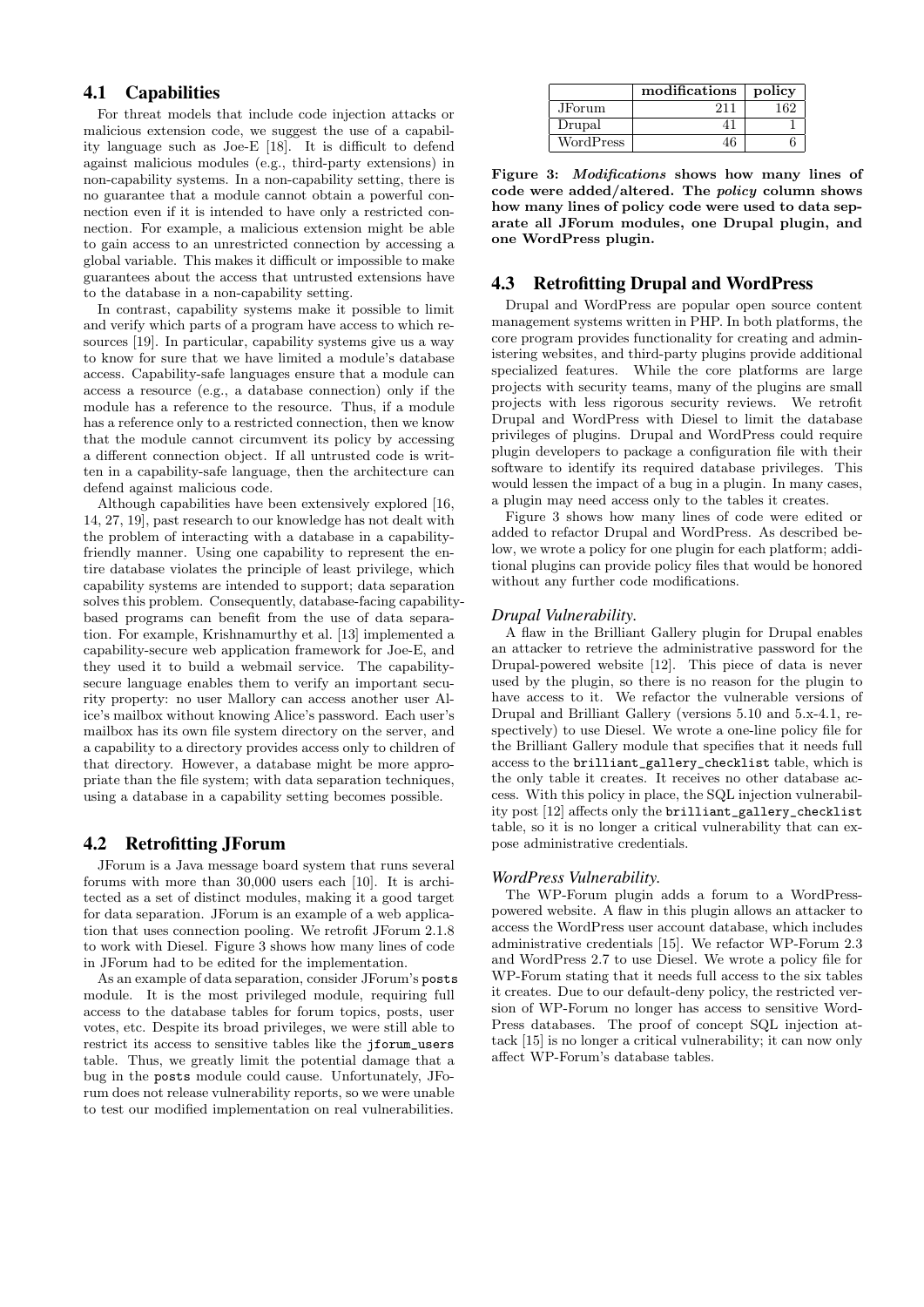## 4.1 Capabilities

For threat models that include code injection attacks or malicious extension code, we suggest the use of a capability language such as Joe-E [18]. It is difficult to defend against malicious modules (e.g., third-party extensions) in non-capability systems. In a non-capability system, there is no guarantee that a module cannot obtain a powerful connection even if it is intended to have only a restricted connection. For example, a malicious extension might be able to gain access to an unrestricted connection by accessing a global variable. This makes it difficult or impossible to make guarantees about the access that untrusted extensions have to the database in a non-capability setting.

In contrast, capability systems make it possible to limit and verify which parts of a program have access to which resources [19]. In particular, capability systems give us a way to know for sure that we have limited a module's database access. Capability-safe languages ensure that a module can access a resource (e.g., a database connection) only if the module has a reference to the resource. Thus, if a module has a reference only to a restricted connection, then we know that the module cannot circumvent its policy by accessing a different connection object. If all untrusted code is written in a capability-safe language, then the architecture can defend against malicious code.

Although capabilities have been extensively explored [16, 14, 27, 19], past research to our knowledge has not dealt with the problem of interacting with a database in a capability-friendly manner. Using one capability to represent the entire database violates the principle of least privilege, which capability systems are intended to support; data separation solves this problem. Consequently, database-facing capability-based programs can benefit from the use of data separation. For example, Krishnamurthy et al. [13] implemented a capability-secure web application framework for Joe-E, and they used it to build a webmail service. The capability-secure language enables them to verify an important security property: no user Mallory can access another user Alice's mailbox without knowing Alice's password. Each user's mailbox has its own file system directory on the server, and a capability to a directory provides access only to children of that directory. However, a database might be more appropriate than the file system; with data separation techniques, using a database in a capability setting becomes possible.

## 4.2 Retrofitting JForum

JForum is a Java message board system that runs several forums with more than 30,000 users each [10]. It is architected as a set of distinct modules, making it a good target for data separation. JForum is an example of a web application that uses connection pooling. We retrofit JForum 2.1.8 to work with Diesel. Figure 3 shows how many lines of code in JForum had to be edited for the implementation.

As an example of data separation, consider JForum's `posts` module. It is the most privileged module, requiring full access to the database tables for forum topics, posts, user votes, etc. Despite its broad privileges, we were still able to restrict its access to sensitive tables like the `jforum_users` table. Thus, we greatly limit the potential damage that a bug in the `posts` module could cause. Unfortunately, JForum does not release vulnerability reports, so we were unable to test our modified implementation on real vulnerabilities.

| | modifications | policy |
|---|---|---|
| JForum | 211 | 162 |
| Drupal | 41 | 1 |
| WordPress | 46 | 6 |

**Figure 3: *Modifications* shows how many lines of code were added/altered. The *policy* column shows how many lines of policy code were used to data separate all JForum modules, one Drupal plugin, and one WordPress plugin.**

## 4.3 Retrofitting Drupal and WordPress

Drupal and WordPress are popular open source content management systems written in PHP. In both platforms, the core program provides functionality for creating and administering websites, and third-party plugins provide additional specialized features. While the core platforms are large projects with security teams, many of the plugins are small projects with less rigorous security reviews. We retrofit Drupal and WordPress with Diesel to limit the database privileges of plugins. Drupal and WordPress could require plugin developers to package a configuration file with their software to identify its required database privileges. This would lessen the impact of a bug in a plugin. In many cases, a plugin may need access only to the tables it creates.

Figure 3 shows how many lines of code were edited or added to refactor Drupal and WordPress. As described below, we wrote a policy for one plugin for each platform; additional plugins can provide policy files that would be honored without any further code modifications.

### *Drupal Vulnerability.*

A flaw in the Brilliant Gallery plugin for Drupal enables an attacker to retrieve the administrative password for the Drupal-powered website [12]. This piece of data is never used by the plugin, so there is no reason for the plugin to have access to it. We refactor the vulnerable versions of Drupal and Brilliant Gallery (versions 5.10 and 5.x-4.1, respectively) to use Diesel. We wrote a one-line policy file for the Brilliant Gallery module that specifies that it needs full access to the `brilliant_gallery_checklist` table, which is the only table it creates. It receives no other database access. With this policy in place, the SQL injection vulnerability post [12] affects only the `brilliant_gallery_checklist` table, so it is no longer a critical vulnerability that can expose administrative credentials.

### *WordPress Vulnerability.*

The WP-Forum plugin adds a forum to a WordPress-powered website. A flaw in this plugin allows an attacker to access the WordPress user account database, which includes administrative credentials [15]. We refactor WP-Forum 2.3 and WordPress 2.7 to use Diesel. We wrote a policy file for WP-Forum stating that it needs full access to the six tables it creates. Due to our default-deny policy, the restricted version of WP-Forum no longer has access to sensitive WordPress databases. The proof of concept SQL injection attack [15] is no longer a critical vulnerability; it can now only affect WP-Forum's database tables.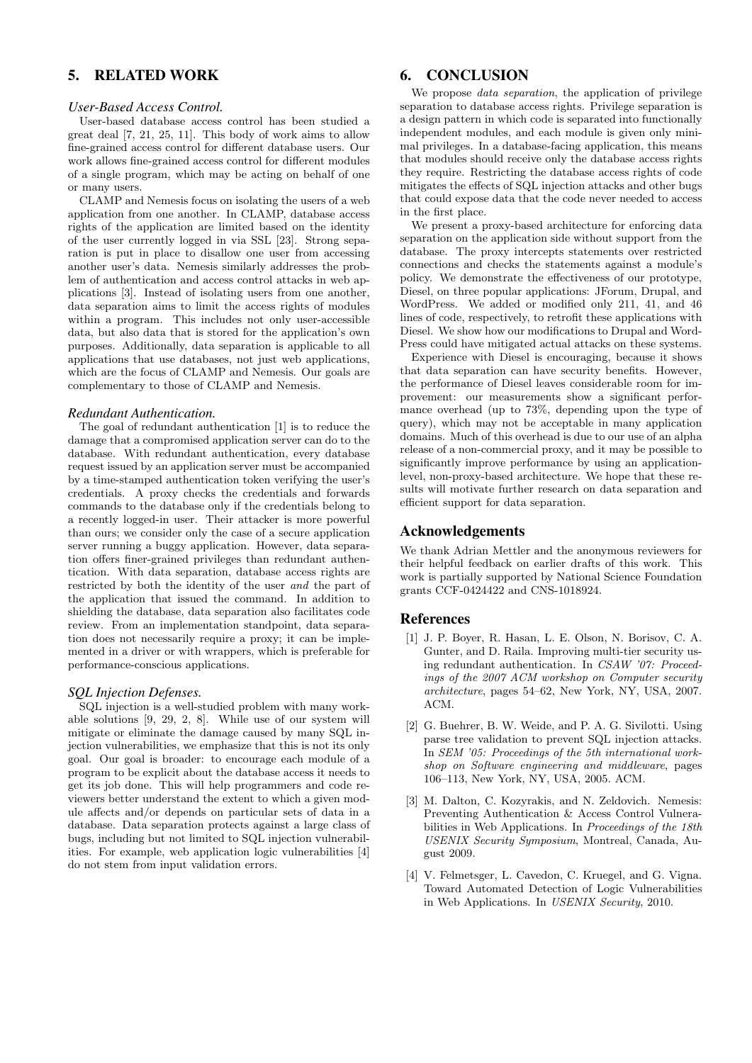## 5. RELATED WORK

### *User-Based Access Control.*

User-based database access control has been studied a great deal [7, 21, 25, 11]. This body of work aims to allow fine-grained access control for different database users. Our work allows fine-grained access control for different modules of a single program, which may be acting on behalf of one or many users.

CLAMP and Nemesis focus on isolating the users of a web application from one another. In CLAMP, database access rights of the application are limited based on the identity of the user currently logged in via SSL [23]. Strong separation is put in place to disallow one user from accessing another user's data. Nemesis similarly addresses the problem of authentication and access control attacks in web applications [3]. Instead of isolating users from one another, data separation aims to limit the access rights of modules within a program. This includes not only user-accessible data, but also data that is stored for the application's own purposes. Additionally, data separation is applicable to all applications that use databases, not just web applications, which are the focus of CLAMP and Nemesis. Our goals are complementary to those of CLAMP and Nemesis.

### *Redundant Authentication.*

The goal of redundant authentication [1] is to reduce the damage that a compromised application server can do to the database. With redundant authentication, every database request issued by an application server must be accompanied by a time-stamped authentication token verifying the user's credentials. A proxy checks the credentials and forwards commands to the database only if the credentials belong to a recently logged-in user. Their attacker is more powerful than ours; we consider only the case of a secure application server running a buggy application. However, data separation offers finer-grained privileges than redundant authentication. With data separation, database access rights are restricted by both the identity of the user *and* the part of the application that issued the command. In addition to shielding the database, data separation also facilitates code review. From an implementation standpoint, data separation does not necessarily require a proxy; it can be implemented in a driver or with wrappers, which is preferable for performance-conscious applications.

### *SQL Injection Defenses.*

SQL injection is a well-studied problem with many workable solutions [9, 29, 2, 8]. While use of our system will mitigate or eliminate the damage caused by many SQL injection vulnerabilities, we emphasize that this is not its only goal. Our goal is broader: to encourage each module of a program to be explicit about the database access it needs to get its job done. This will help programmers and code reviewers better understand the extent to which a given module affects and/or depends on particular sets of data in a database. Data separation protects against a large class of bugs, including but not limited to SQL injection vulnerabilities. For example, web application logic vulnerabilities [4] do not stem from input validation errors.

## 6. CONCLUSION

We propose *data separation*, the application of privilege separation to database access rights. Privilege separation is a design pattern in which code is separated into functionally independent modules, and each module is given only minimal privileges. In a database-facing application, this means that modules should receive only the database access rights they require. Restricting the database access rights of code mitigates the effects of SQL injection attacks and other bugs that could expose data that the code never needed to access in the first place.

We present a proxy-based architecture for enforcing data separation on the application side without support from the database. The proxy intercepts statements over restricted connections and checks the statements against a module's policy. We demonstrate the effectiveness of our prototype, Diesel, on three popular applications: JForum, Drupal, and WordPress. We added or modified only 211, 41, and 46 lines of code, respectively, to retrofit these applications with Diesel. We show how our modifications to Drupal and WordPress could have mitigated actual attacks on these systems.

Experience with Diesel is encouraging, because it shows that data separation can have security benefits. However, the performance of Diesel leaves considerable room for improvement: our measurements show a significant performance overhead (up to 73%, depending upon the type of query), which may not be acceptable in many application domains. Much of this overhead is due to our use of an alpha release of a non-commercial proxy, and it may be possible to significantly improve performance by using an application-level, non-proxy-based architecture. We hope that these results will motivate further research on data separation and efficient support for data separation.

## Acknowledgements

We thank Adrian Mettler and the anonymous reviewers for their helpful feedback on earlier drafts of this work. This work is partially supported by National Science Foundation grants CCF-0424422 and CNS-1018924.

## References

[1] J. P. Boyer, R. Hasan, L. E. Olson, N. Borisov, C. A. Gunter, and D. Raila. Improving multi-tier security using redundant authentication. In *CSAW '07: Proceedings of the 2007 ACM workshop on Computer security architecture*, pages 54–62, New York, NY, USA, 2007. ACM.

[2] G. Buehrer, B. W. Weide, and P. A. G. Sivilotti. Using parse tree validation to prevent SQL injection attacks. In *SEM '05: Proceedings of the 5th international workshop on Software engineering and middleware*, pages 106–113, New York, NY, USA, 2005. ACM.

[3] M. Dalton, C. Kozyrakis, and N. Zeldovich. Nemesis: Preventing Authentication & Access Control Vulnerabilities in Web Applications. In *Proceedings of the 18th USENIX Security Symposium*, Montreal, Canada, August 2009.

[4] V. Felmetsger, L. Cavedon, C. Kruegel, and G. Vigna. Toward Automated Detection of Logic Vulnerabilities in Web Applications. In *USENIX Security*, 2010.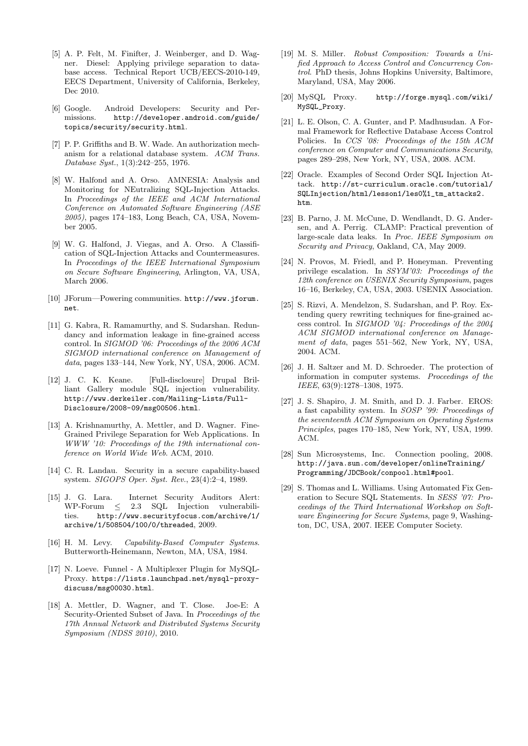[5] A. P. Felt, M. Finifter, J. Weinberger, and D. Wagner. Diesel: Applying privilege separation to database access. Technical Report UCB/EECS-2010-149, EECS Department, University of California, Berkeley, Dec 2010.

[6] Google. Android Developers: Security and Permissions. http://developer.android.com/guide/topics/security/security.html.

[7] P. P. Griffiths and B. W. Wade. An authorization mechanism for a relational database system. *ACM Trans. Database Syst.*, 1(3):242–255, 1976.

[8] W. Halfond and A. Orso. AMNESIA: Analysis and Monitoring for NEutralizing SQL-Injection Attacks. In *Proceedings of the IEEE and ACM International Conference on Automated Software Engineering (ASE 2005)*, pages 174–183, Long Beach, CA, USA, November 2005.

[9] W. G. Halfond, J. Viegas, and A. Orso. A Classification of SQL-Injection Attacks and Countermeasures. In *Proceedings of the IEEE International Symposium on Secure Software Engineering*, Arlington, VA, USA, March 2006.

[10] JForum—Powering communities. http://www.jforum.net.

[11] G. Kabra, R. Ramamurthy, and S. Sudarshan. Redundancy and information leakage in fine-grained access control. In *SIGMOD '06: Proceedings of the 2006 ACM SIGMOD international conference on Management of data*, pages 133–144, New York, NY, USA, 2006. ACM.

[12] J. C. K. Keane. [Full-disclosure] Drupal Brilliant Gallery module SQL injection vulnerability. http://www.derkeiler.com/Mailing-Lists/Full-Disclosure/2008-09/msg00506.html.

[13] A. Krishnamurthy, A. Mettler, and D. Wagner. Fine-Grained Privilege Separation for Web Applications. In *WWW '10: Proceedings of the 19th international conference on World Wide Web*. ACM, 2010.

[14] C. R. Landau. Security in a secure capability-based system. *SIGOPS Oper. Syst. Rev.*, 23(4):2–4, 1989.

[15] J. G. Lara. Internet Security Auditors Alert: WP-Forum $\leq$ 2.3 SQL Injection vulnerabilities. http://www.securityfocus.com/archive/1/archive/1/508504/100/0/threaded, 2009.

[16] H. M. Levy. *Capability-Based Computer Systems*. Butterworth-Heinemann, Newton, MA, USA, 1984.

[17] N. Loeve. Funnel - A Multiplexer Plugin for MySQL-Proxy. https://lists.launchpad.net/mysql-proxy-discuss/msg00030.html.

[18] A. Mettler, D. Wagner, and T. Close. Joe-E: A Security-Oriented Subset of Java. In *Proceedings of the 17th Annual Network and Distributed Systems Security Symposium (NDSS 2010)*, 2010.

[19] M. S. Miller. *Robust Composition: Towards a Unified Approach to Access Control and Concurrency Control*. PhD thesis, Johns Hopkins University, Baltimore, Maryland, USA, May 2006.

[20] MySQL Proxy. http://forge.mysql.com/wiki/MySQL_Proxy.

[21] L. E. Olson, C. A. Gunter, and P. Madhusudan. A Formal Framework for Reflective Database Access Control Policies. In *CCS '08: Proceedings of the 15th ACM conference on Computer and Communications Security*, pages 289–298, New York, NY, USA, 2008. ACM.

[22] Oracle. Examples of Second Order SQL Injection Attack. http://st-curriculum.oracle.com/tutorial/SQLInjection/html/lesson1/les0%1_tm_attacks2.htm.

[23] B. Parno, J. M. McCune, D. Wendlandt, D. G. Andersen, and A. Perrig. CLAMP: Practical prevention of large-scale data leaks. In *Proc. IEEE Symposium on Security and Privacy*, Oakland, CA, May 2009.

[24] N. Provos, M. Friedl, and P. Honeyman. Preventing privilege escalation. In *SSYM'03: Proceedings of the 12th conference on USENIX Security Symposium*, pages 16–16, Berkeley, CA, USA, 2003. USENIX Association.

[25] S. Rizvi, A. Mendelzon, S. Sudarshan, and P. Roy. Extending query rewriting techniques for fine-grained access control. In *SIGMOD '04: Proceedings of the 2004 ACM SIGMOD international conference on Management of data*, pages 551–562, New York, NY, USA, 2004. ACM.

[26] J. H. Saltzer and M. D. Schroeder. The protection of information in computer systems. *Proceedings of the IEEE*, 63(9):1278–1308, 1975.

[27] J. S. Shapiro, J. M. Smith, and D. J. Farber. EROS: a fast capability system. In *SOSP '99: Proceedings of the seventeenth ACM Symposium on Operating Systems Principles*, pages 170–185, New York, NY, USA, 1999. ACM.

[28] Sun Microsystems, Inc. Connection pooling, 2008. http://java.sun.com/developer/onlineTraining/Programming/JDCBook/conpool.html#pool.

[29] S. Thomas and L. Williams. Using Automated Fix Generation to Secure SQL Statements. In *SESS '07: Proceedings of the Third International Workshop on Software Engineering for Secure Systems*, page 9, Washington, DC, USA, 2007. IEEE Computer Society.